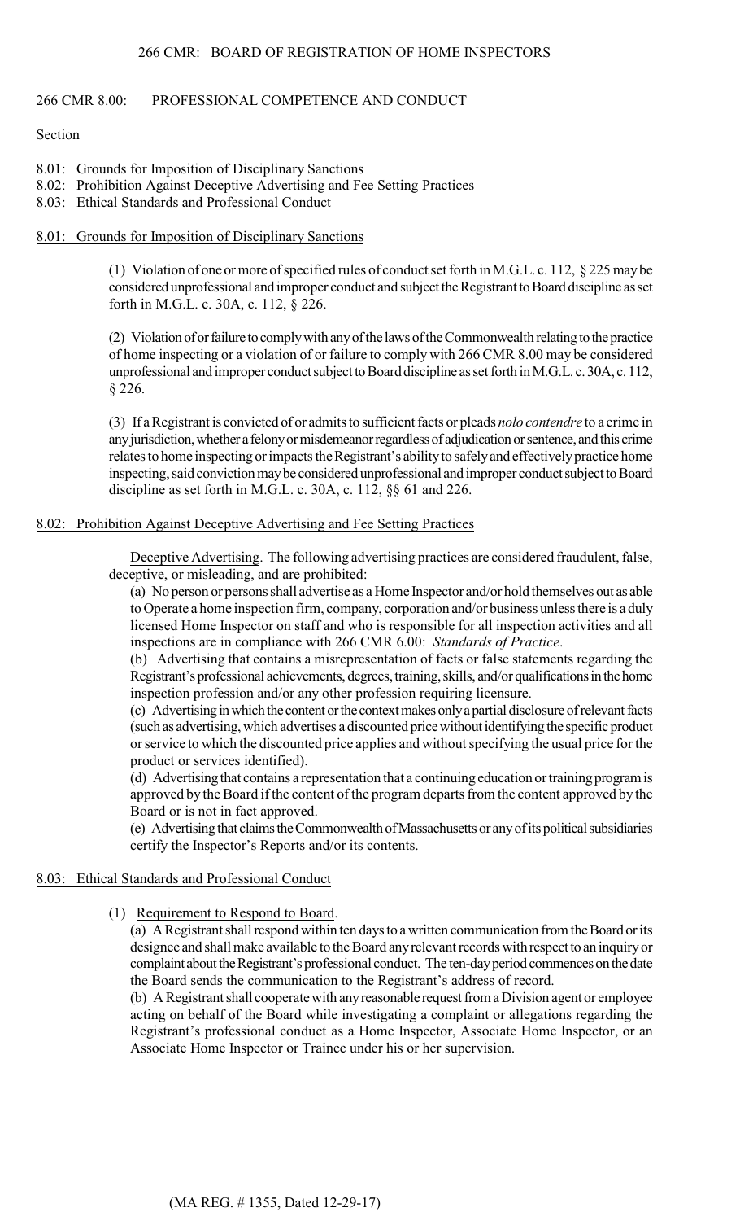## 266 CMR 8.00: PROFESSIONAL COMPETENCE AND CONDUCT

Section

- 8.01: Grounds for Imposition of Disciplinary Sanctions
- 8.02: Prohibition Against Deceptive Advertising and Fee Setting Practices
- 8.03: Ethical Standards and Professional Conduct

### 8.01: Grounds for Imposition of Disciplinary Sanctions

(1) Violation of one or more of specified rules of conduct set forth in M.G.L. c. 112, § 225 may be considered unprofessional and improper conduct and subject the Registrant to Board discipline as set forth in M.G.L. c. 30A, c. 112, § 226.

(2) Violation of or failure to comply with any of the laws of the Commonwealth relating to the practice of home inspecting or a violation of or failure to comply with 266 CMR 8.00 may be considered unprofessional and improper conduct subject to Board discipline as set forth in M.G.L. c. 30A, c. 112, § 226.

(3) If a Registrant is convicted of or admits to sufficient facts or pleads *nolo contendre* to a crime in any jurisdiction, whether a felony or misdemeanor regardless of adjudication or sentence, and this crime relates to home inspecting or impacts the Registrant's ability to safely and effectively practice home inspecting, said conviction may be considered unprofessional and improper conduct subject to Board discipline as set forth in M.G.L. c. 30A, c. 112, §§ 61 and 226.

### 8.02: Prohibition Against Deceptive Advertising and Fee Setting Practices

Deceptive Advertising. The following advertising practices are considered fraudulent, false, deceptive, or misleading, and are prohibited:

(a) No person or persons shall advertise as a Home Inspector and/or hold themselves out as able to Operate a home inspection firm, company, corporation and/or business unless there is a duly licensed Home Inspector on staff and who is responsible for all inspection activities and all inspections are in compliance with 266 CMR 6.00: *Standards of Practice*.

(b) Advertising that contains a misrepresentation of facts or false statements regarding the Registrant's professional achievements, degrees, training, skills, and/or qualifications in the home inspection profession and/or any other profession requiring licensure.

(c) Advertising in which the content or the context makes only a partial disclosure of relevant facts (such as advertising, which advertises a discounted price without identifying the specific product or service to which the discounted price applies and without specifying the usual price for the product or services identified).

(d) Advertising that contains a representation that a continuing education or training program is approved by the Board if the content of the program departs from the content approved by the Board or is not in fact approved.

(e) Advertising that claims the Commonwealth of Massachusetts or any of its political subsidiaries certify the Inspector's Reports and/or its contents.

### 8.03: Ethical Standards and Professional Conduct

(1) Requirement to Respond to Board.

(a) A Registrant shall respond within ten days to a written communication from the Board or its designee and shall make available to the Board any relevant records with respect to an inquiry or complaint about the Registrant's professional conduct. The ten-day period commences on the date the Board sends the communication to the Registrant's address of record.

(b) A Registrant shall cooperate with any reasonable request from a Division agent or employee acting on behalf of the Board while investigating a complaint or allegations regarding the Registrant's professional conduct as a Home Inspector, Associate Home Inspector, or an Associate Home Inspector or Trainee under his or her supervision.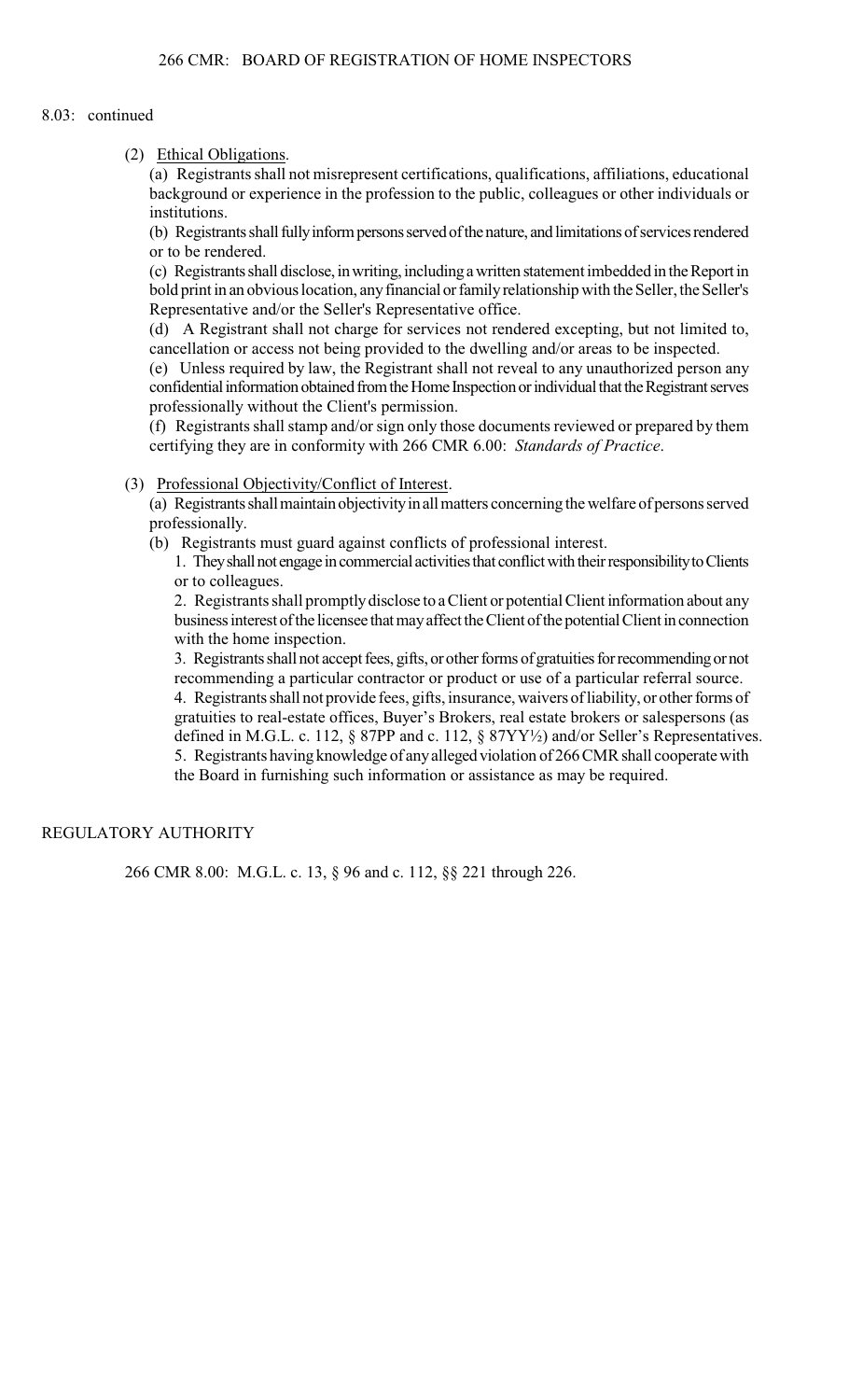8.03: continued

(2) <u>Ethical Obligations</u>.

(a) Registrants shall not misrepresent certifications, qualifications, affiliations, educational background or experience in the profession to the public, colleagues or other individuals or institutions.

(b) Registrants shall fully inform persons served of the nature, and limitations of services rendered or to be rendered.

(c) Registrants shall disclose, in writing, including a written statement imbedded in the Report in bold print in an obvious location, any financial or family relationship with the Seller, the Seller's Representative and/or the Seller's Representative office.

(d) A Registrant shall not charge for services not rendered excepting, but not limited to, cancellation or access not being provided to the dwelling and/or areas to be inspected.

(e) Unless required by law, the Registrant shall not reveal to any unauthorized person any confidential information obtained from the Home Inspection or individual that the Registrant serves professionally without the Client's permission.

(f) Registrants shall stamp and/or sign only those documents reviewed or prepared by them certifying they are in conformity with 266 CMR 6.00: *Standards of Practice*.

(3) <u>Professional Objectivity/Conflict of Interest</u>.

(a) Registrants shall maintain objectivity in all matters concerning the welfare of persons served professionally.

(b) Registrants must guard against conflicts of professional interest.

1. They shall not engage in commercial activities that conflict with their responsibility to Clients or to colleagues.

2. Registrants shall promptly disclose to a Client or potential Client information about any business interest of the licensee that may affect the Client of the potential Client in connection with the home inspection.

3. Registrants shall not accept fees, gifts, or other forms of gratuities for recommending or not recommending a particular contractor or product or use of a particular referral source.

4. Registrants shall not provide fees, gifts, insurance, waivers of liability, or other forms of gratuities to real-estate offices, Buyer's Brokers, real estate brokers or salespersons (as defined in M.G.L. c. 112, § 87PP and c. 112, § 87YY½) and/or Seller's Representatives.

5. Registrants having knowledge of any alleged violation of 266 CMR shall cooperate with the Board in furnishing such information or assistance as may be required.

REGULATORY AUTHORITY

266 CMR 8.00: M.G.L. c. 13, § 96 and c. 112, §§ 221 through 226.